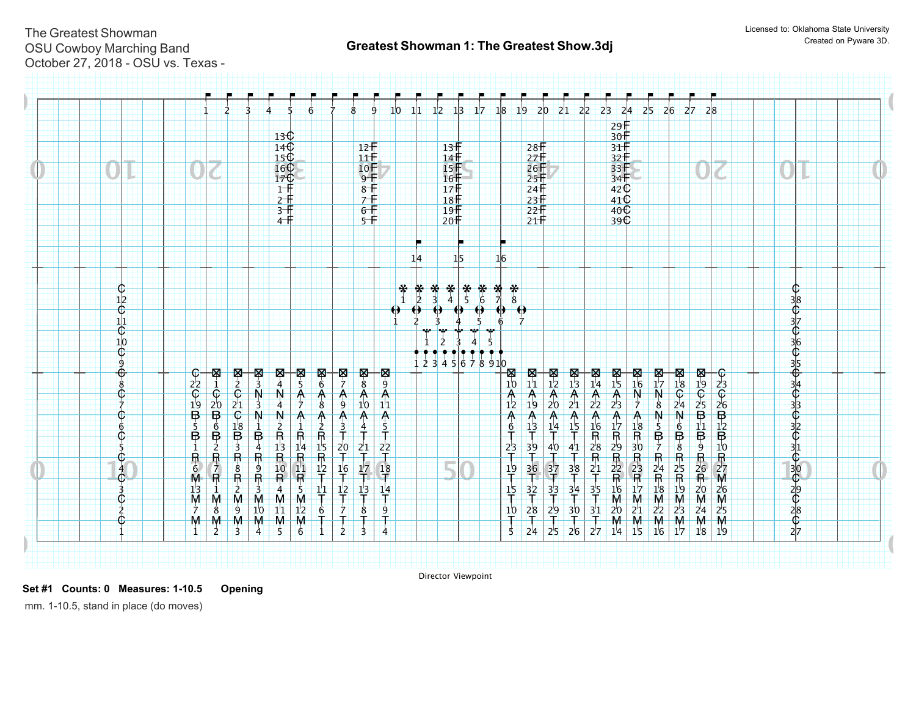The Greatest Showman
OSU Cowboy Marching Band
October 27, 2018 - OSU vs. Texas -

Licensed to: Oklahoma State University
Created on Pyware 3D.

## Greatest Showman 1: The Greatest Show.3dj

Director Viewpoint

**Set #1  Counts: 0  Measures: 1-10.5  Opening**

mm. 1-10.5, stand in place (do moves)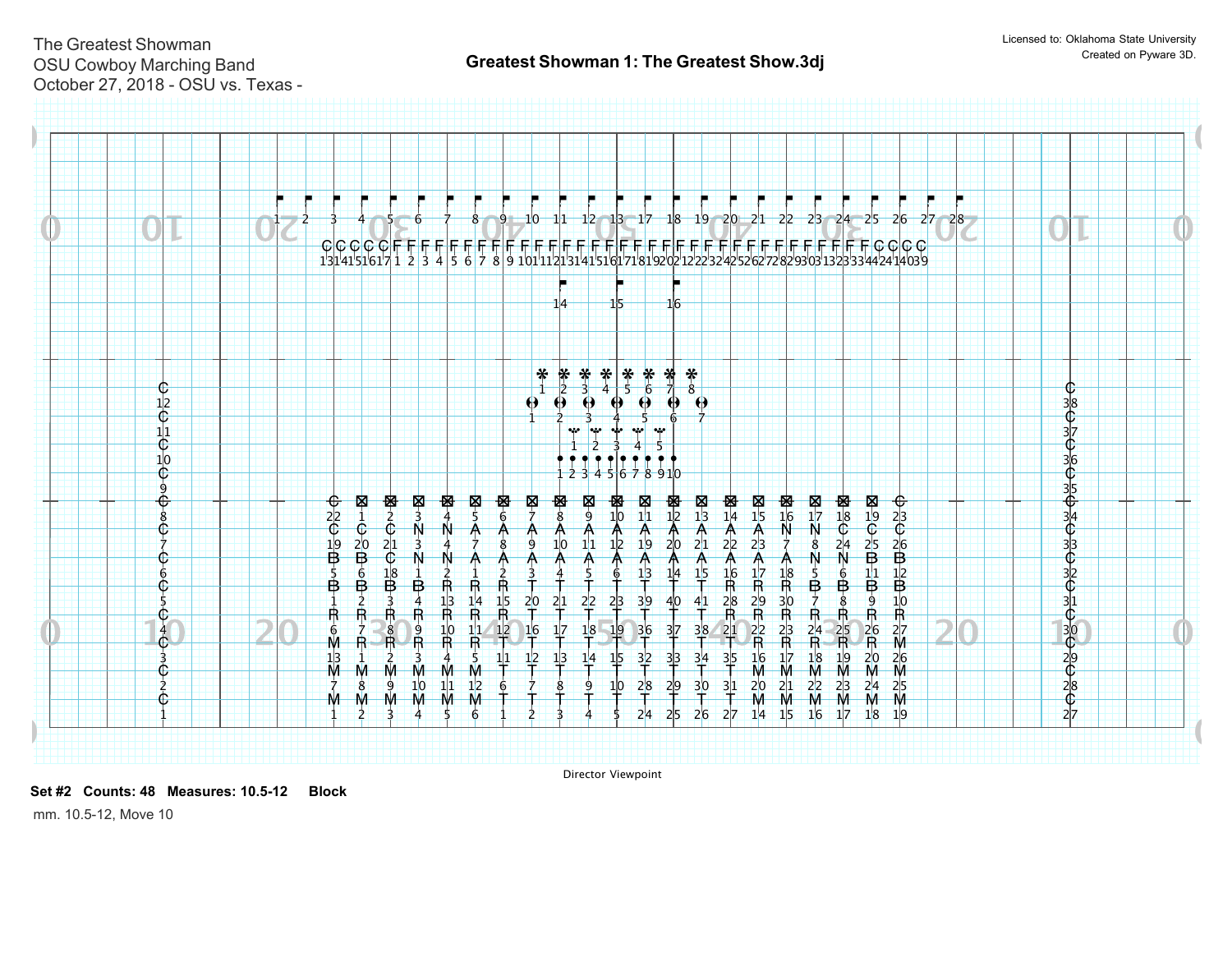The Greatest Showman
OSU Cowboy Marching Band
October 27, 2018 - OSU vs. Texas -

## Greatest Showman 1: The Greatest Show.3dj

Licensed to: Oklahoma State University
Created on Pyware 3D.

Director Viewpoint

**Set #2 Counts: 48 Measures: 10.5-12 Block**

mm. 10.5-12, Move 10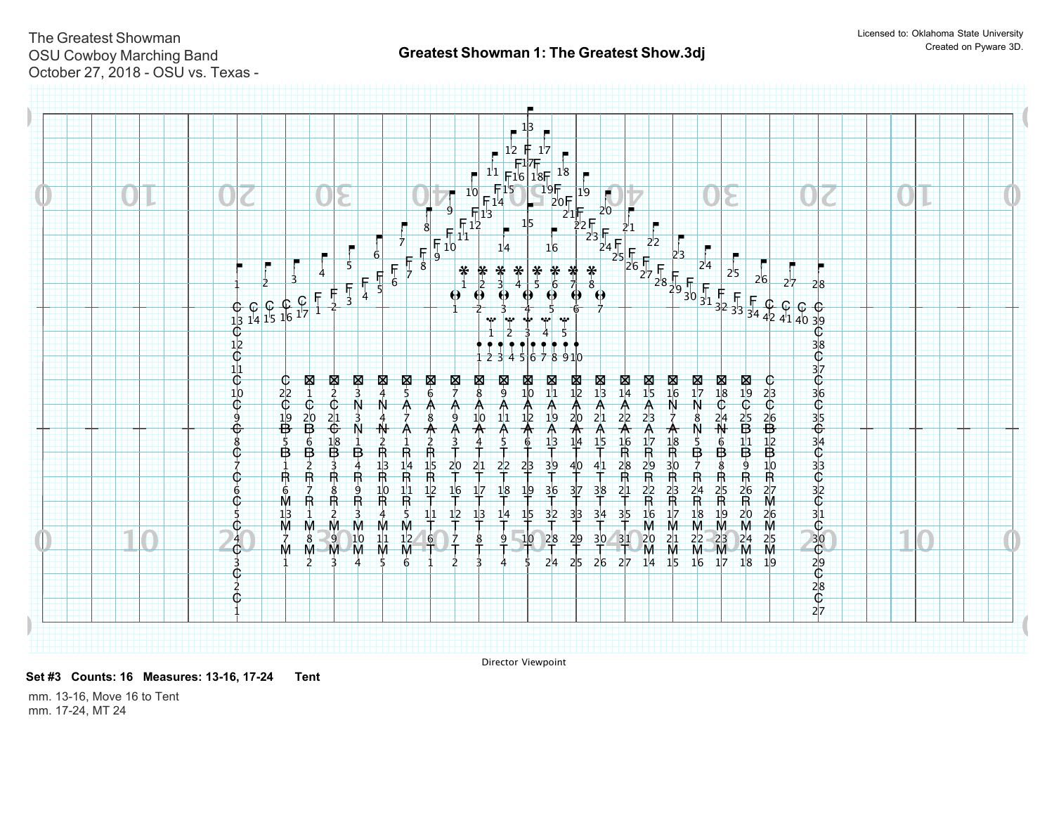The Greatest Showman
OSU Cowboy Marching Band
October 27, 2018 - OSU vs. Texas -

Licensed to: Oklahoma State University
Created on Pyware 3D.

## Greatest Showman 1: The Greatest Show.3dj

Director Viewpoint

**Set #3 Counts: 16 Measures: 13-16, 17-24 Tent**

mm. 13-16, Move 16 to Tent
mm. 17-24, MT 24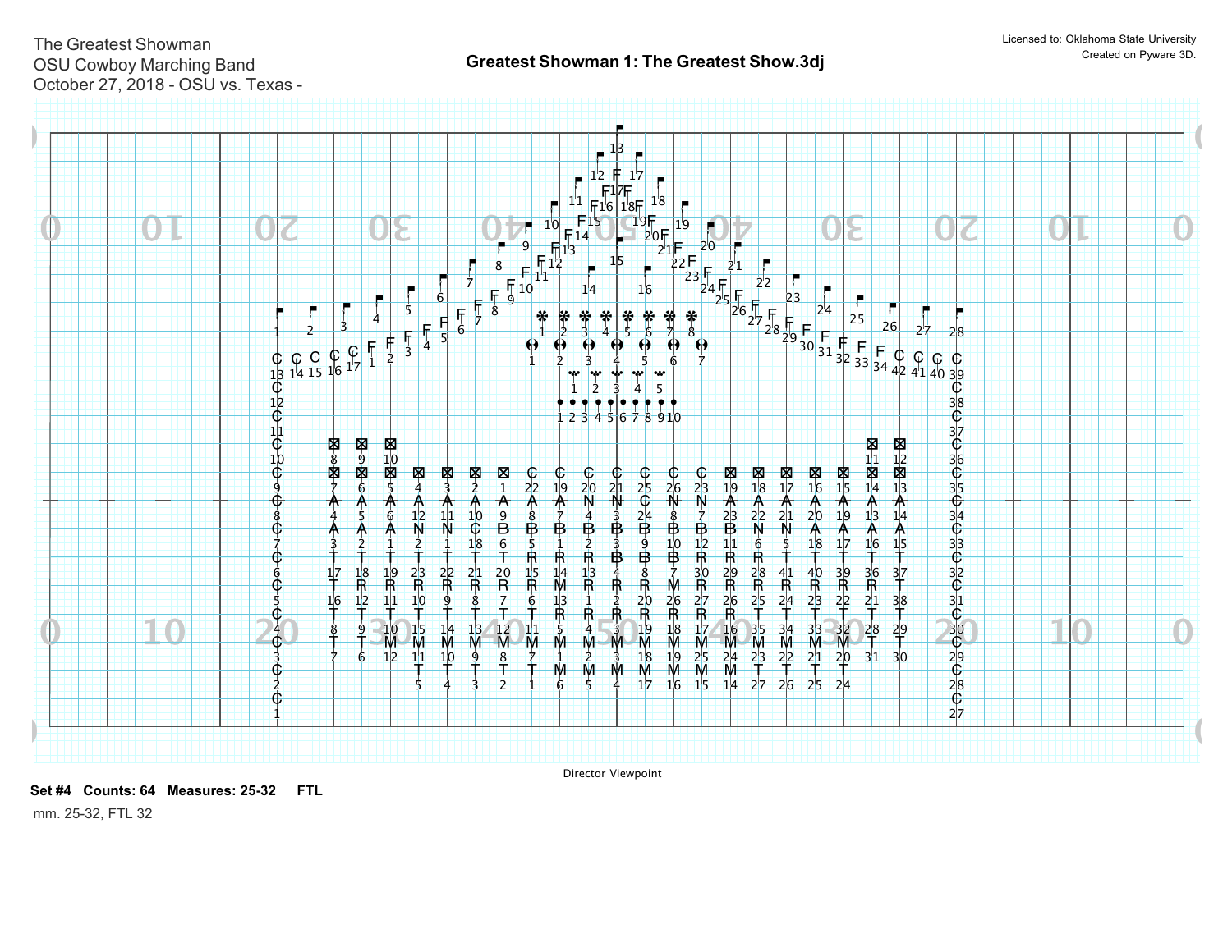The Greatest Showman
OSU Cowboy Marching Band
October 27, 2018 - OSU vs. Texas -

# Greatest Showman 1: The Greatest Show.3dj

Licensed to: Oklahoma State University
Created on Pyware 3D.

Director Viewpoint

**Set #4 Counts: 64 Measures: 25-32 FTL**

mm. 25-32, FTL 32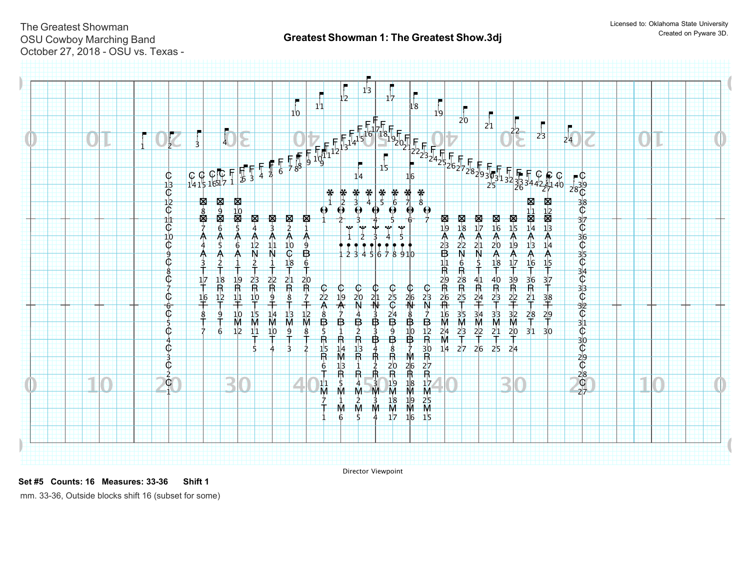The Greatest Showman
OSU Cowboy Marching Band
October 27, 2018 - OSU vs. Texas -

## Greatest Showman 1: The Greatest Show.3dj

Licensed to: Oklahoma State University
Created on Pyware 3D.

Director Viewpoint

**Set #5 Counts: 16 Measures: 33-36 Shift 1**

mm. 33-36, Outside blocks shift 16 (subset for some)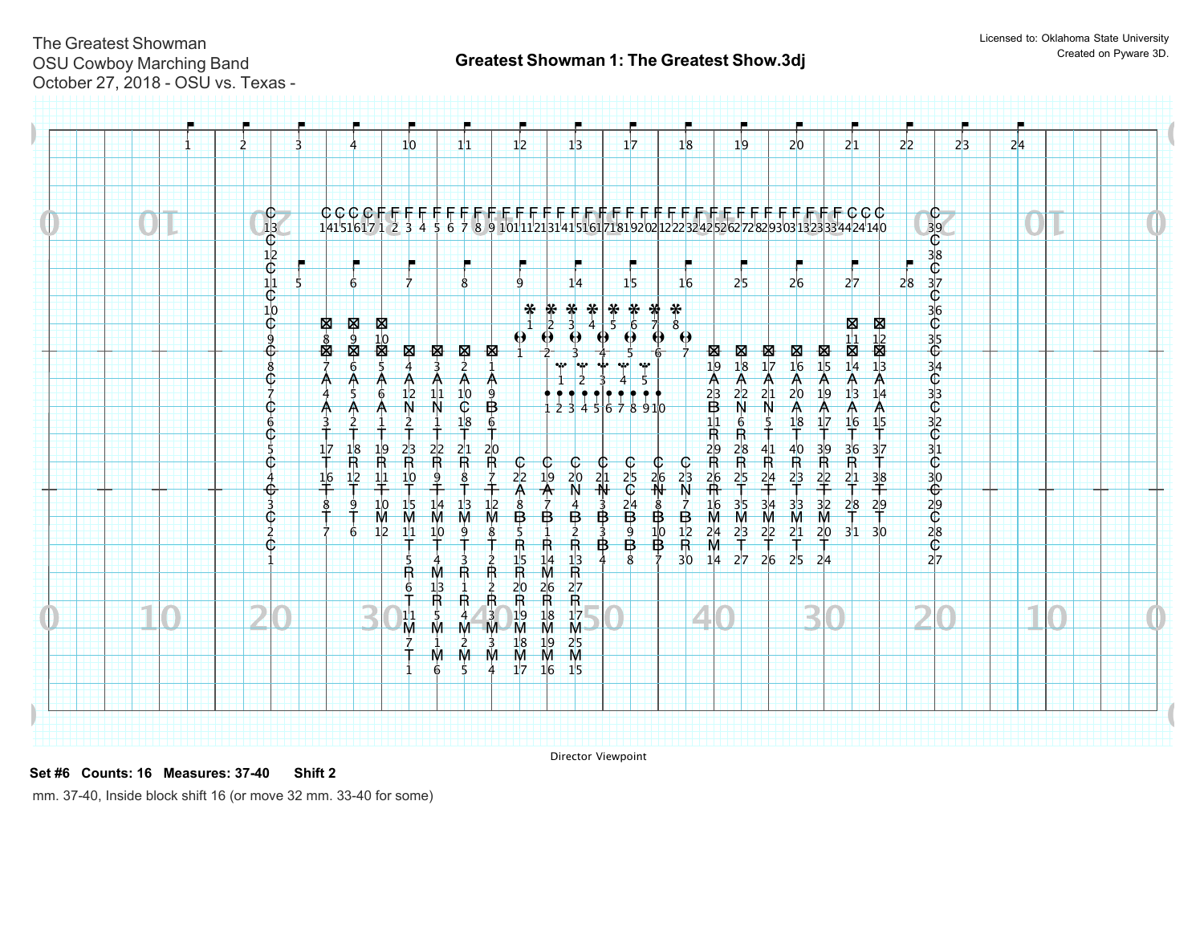The Greatest Showman
OSU Cowboy Marching Band
October 27, 2018 - OSU vs. Texas -

Licensed to: Oklahoma State University
Created on Pyware 3D.

## Greatest Showman 1: The Greatest Show.3dj

Director Viewpoint

**Set #6 Counts: 16 Measures: 37-40 Shift 2**

mm. 37-40, Inside block shift 16 (or move 32 mm. 33-40 for some)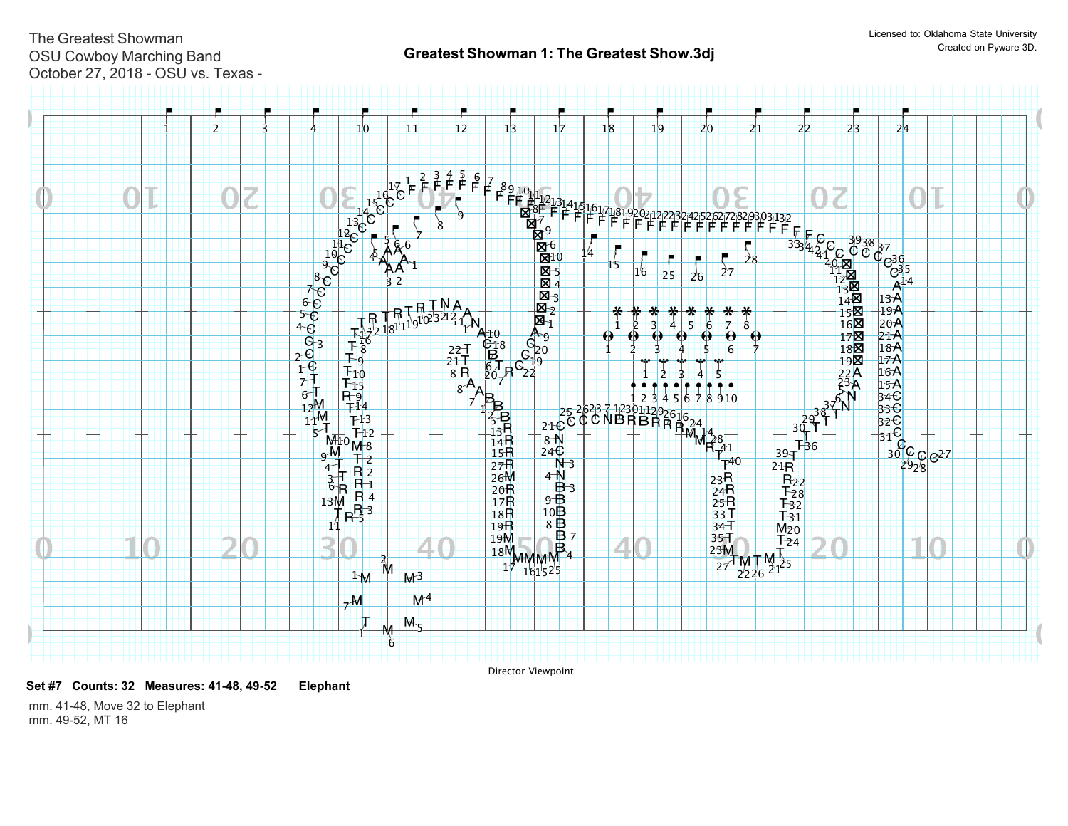The Greatest Showman
OSU Cowboy Marching Band
October 27, 2018 - OSU vs. Texas -

Licensed to: Oklahoma State University
Created on Pyware 3D.

## Greatest Showman 1: The Greatest Show.3dj

Director Viewpoint

**Set #7 Counts: 32 Measures: 41-48, 49-52 Elephant**

mm. 41-48, Move 32 to Elephant
mm. 49-52, MT 16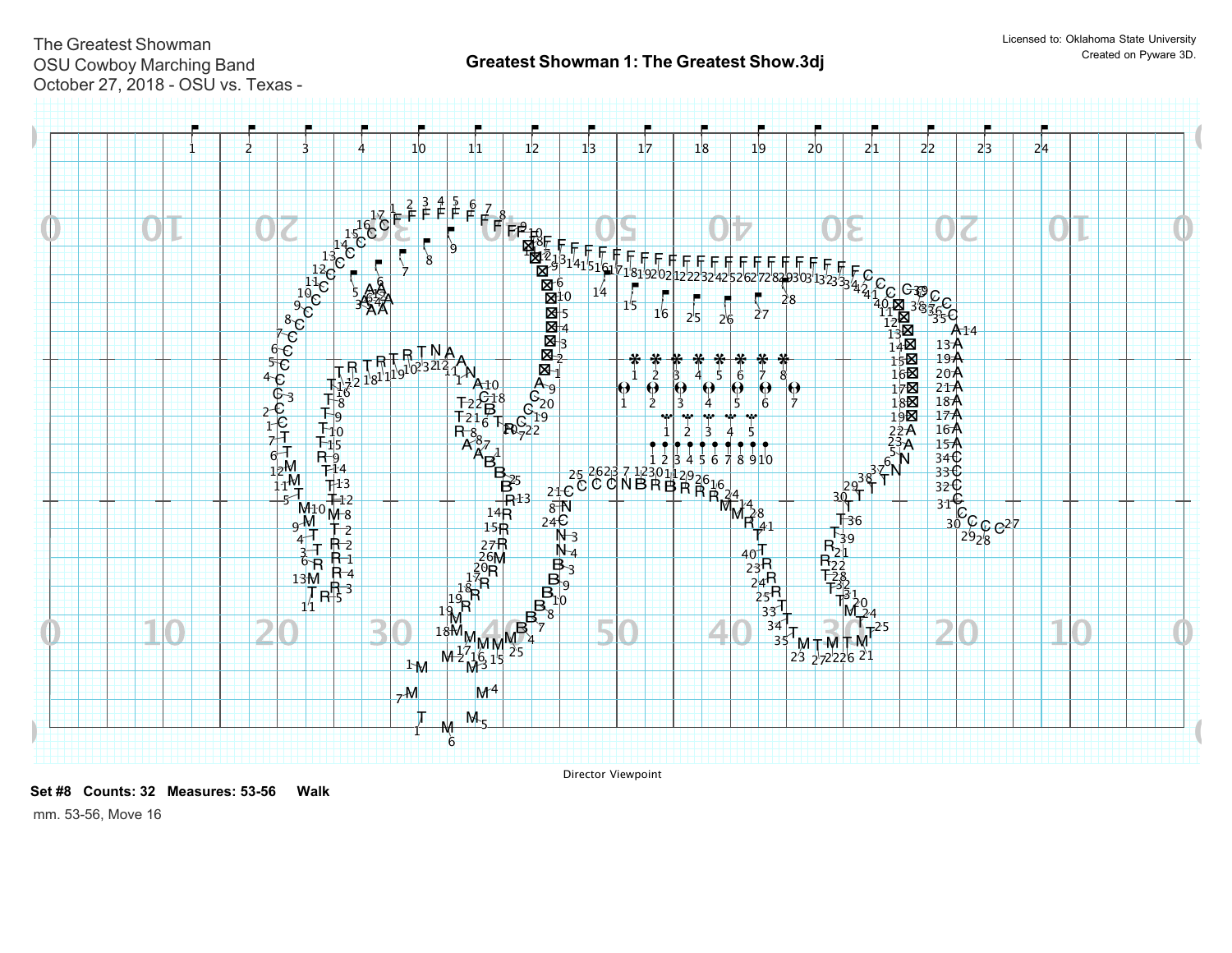The Greatest Showman
OSU Cowboy Marching Band
October 27, 2018 - OSU vs. Texas -

## Greatest Showman 1: The Greatest Show.3dj

Licensed to: Oklahoma State University
Created on Pyware 3D.

Director Viewpoint

**Set #8 Counts: 32 Measures: 53-56 Walk**

mm. 53-56, Move 16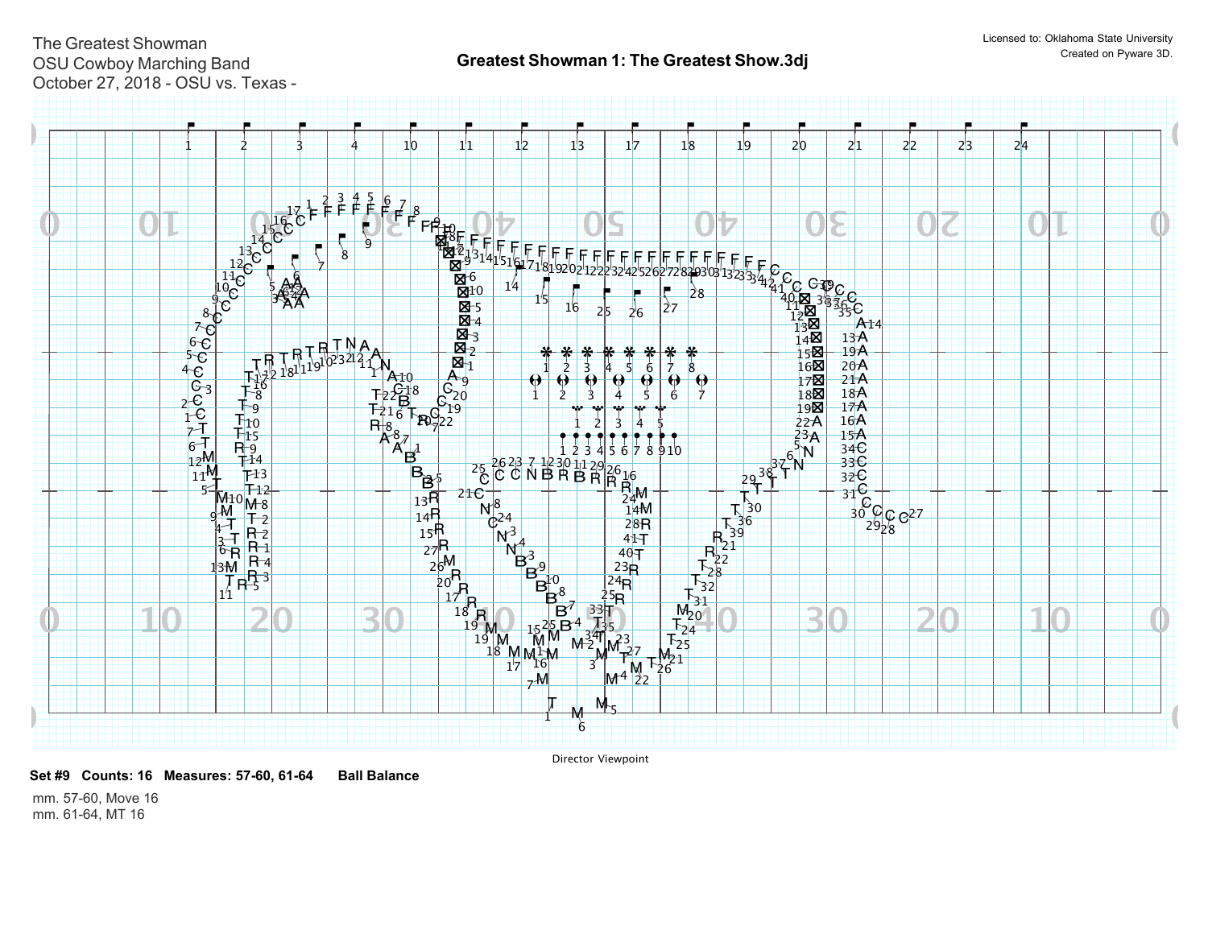The Greatest Showman
OSU Cowboy Marching Band
October 27, 2018 - OSU vs. Texas -

## Greatest Showman 1: The Greatest Show.3dj

Licensed to: Oklahoma State University
Created on Pyware 3D.

Director Viewpoint

**Set #9 Counts: 16 Measures: 57-60, 61-64 Ball Balance**

mm. 57-60, Move 16
mm. 61-64, MT 16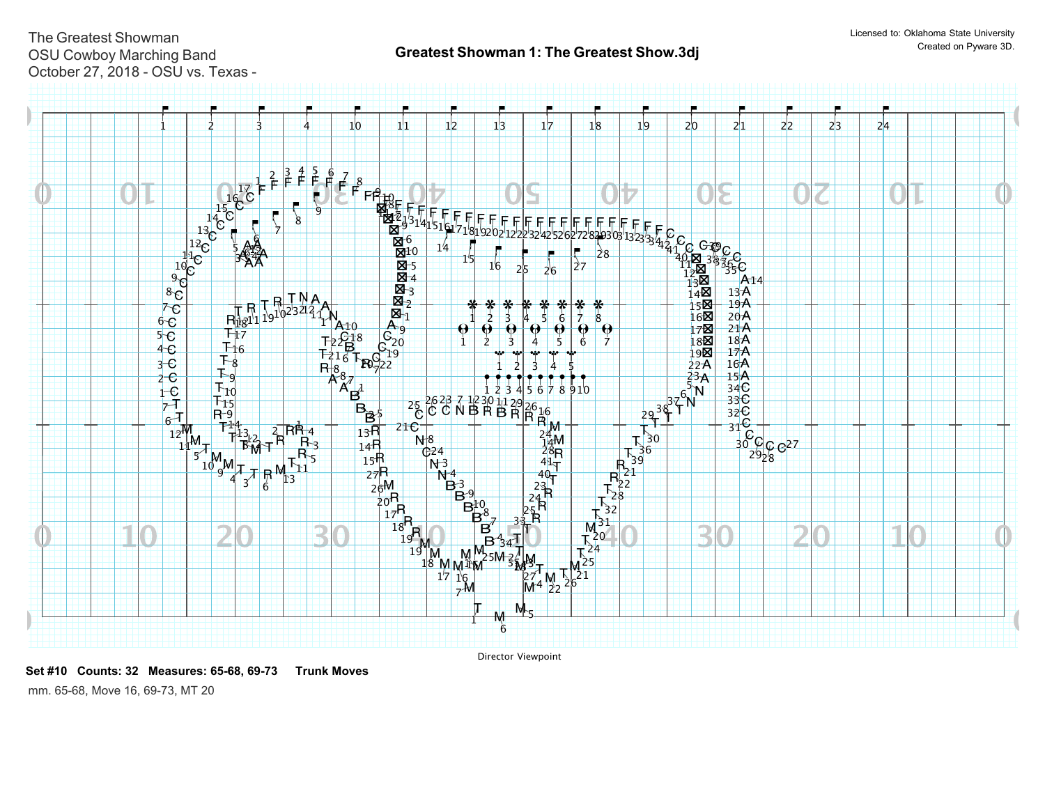The Greatest Showman
OSU Cowboy Marching Band
October 27, 2018 - OSU vs. Texas -

## Greatest Showman 1: The Greatest Show.3dj

Licensed to: Oklahoma State University
Created on Pyware 3D.

Director Viewpoint

**Set #10   Counts: 32   Measures: 65-68, 69-73   Trunk Moves**

mm. 65-68, Move 16, 69-73, MT 20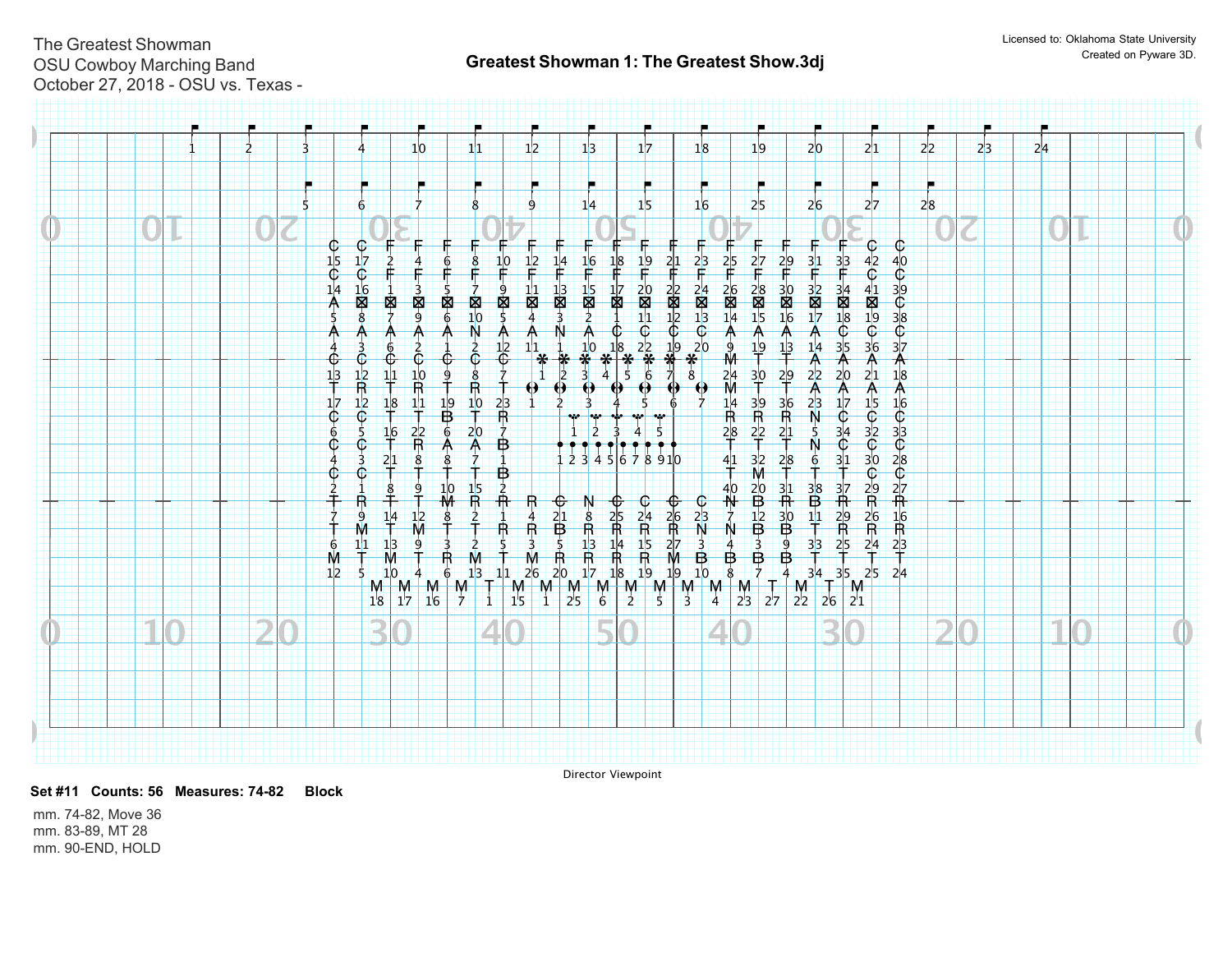The Greatest Showman
OSU Cowboy Marching Band
October 27, 2018 - OSU vs. Texas -

## Greatest Showman 1: The Greatest Show.3dj

Licensed to: Oklahoma State University
Created on Pyware 3D.

Director Viewpoint

**Set #11 Counts: 56 Measures: 74-82 Block**

mm. 74-82, Move 36
mm. 83-89, MT 28
mm. 90-END, HOLD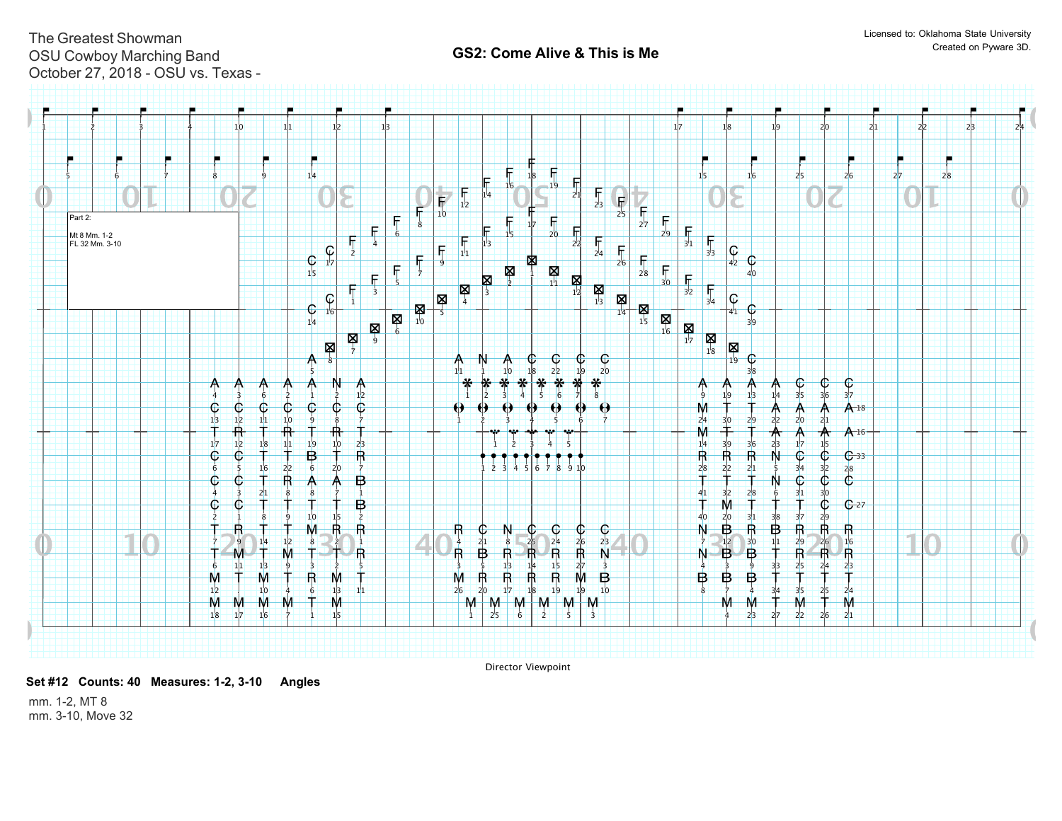The Greatest Showman
OSU Cowboy Marching Band
October 27, 2018 - OSU vs. Texas -

## GS2: Come Alive & This is Me

Licensed to: Oklahoma State University
Created on Pyware 3D.

Part 2:

Mt 8 Mm. 1-2
FL 32 Mm. 3-10

Director Viewpoint

**Set #12 Counts: 40 Measures: 1-2, 3-10 Angles**

mm. 1-2, MT 8
mm. 3-10, Move 32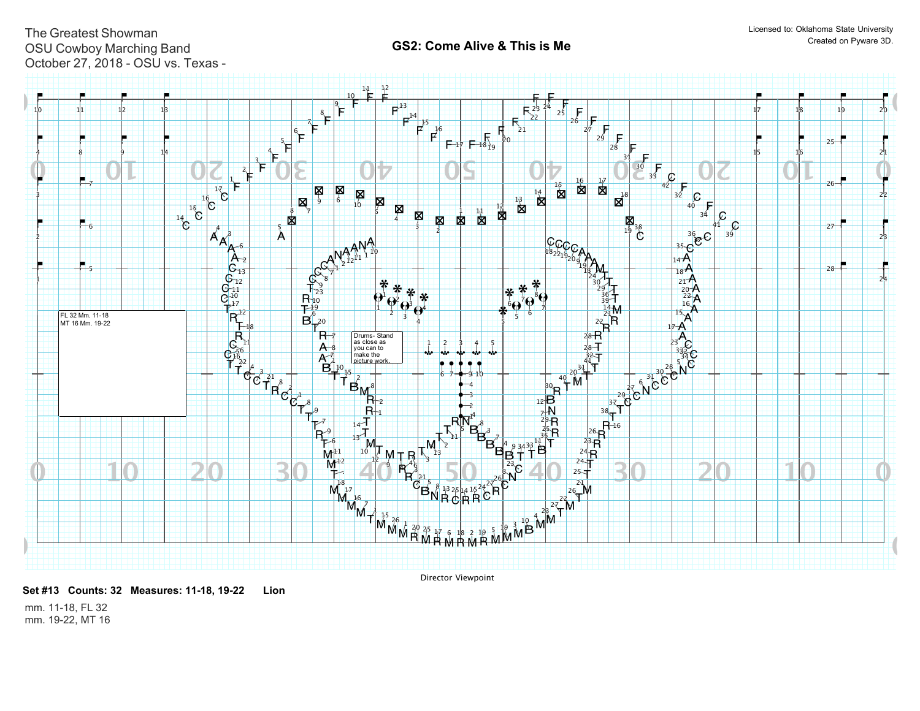The Greatest Showman
OSU Cowboy Marching Band
October 27, 2018 - OSU vs. Texas -

## GS2: Come Alive & This is Me

Licensed to: Oklahoma State University
Created on Pyware 3D.

FL 32 Mm. 11-18
MT 16 Mm. 19-22

Drums- Stand as close as you can to make the picture work.

Director Viewpoint

**Set #13 Counts: 32 Measures: 11-18, 19-22 Lion**

mm. 11-18, FL 32
mm. 19-22, MT 16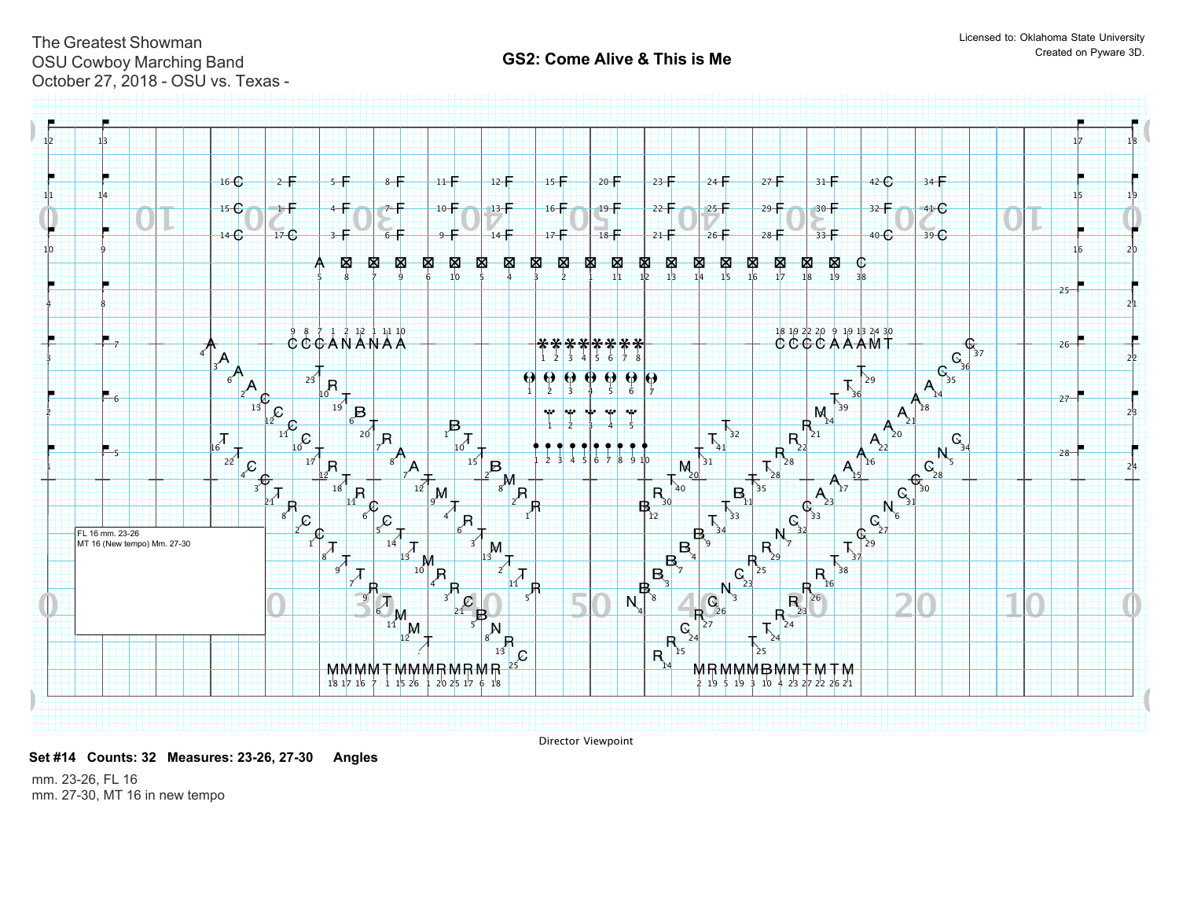The Greatest Showman
OSU Cowboy Marching Band
October 27, 2018 - OSU vs. Texas -

# GS2: Come Alive & This is Me

Licensed to: Oklahoma State University
Created on Pyware 3D.

FL 16 mm. 23-26
MT 16 (New tempo) Mm. 27-30

Director Viewpoint

**Set #14 Counts: 32 Measures: 23-26, 27-30 Angles**

mm. 23-26, FL 16
mm. 27-30, MT 16 in new tempo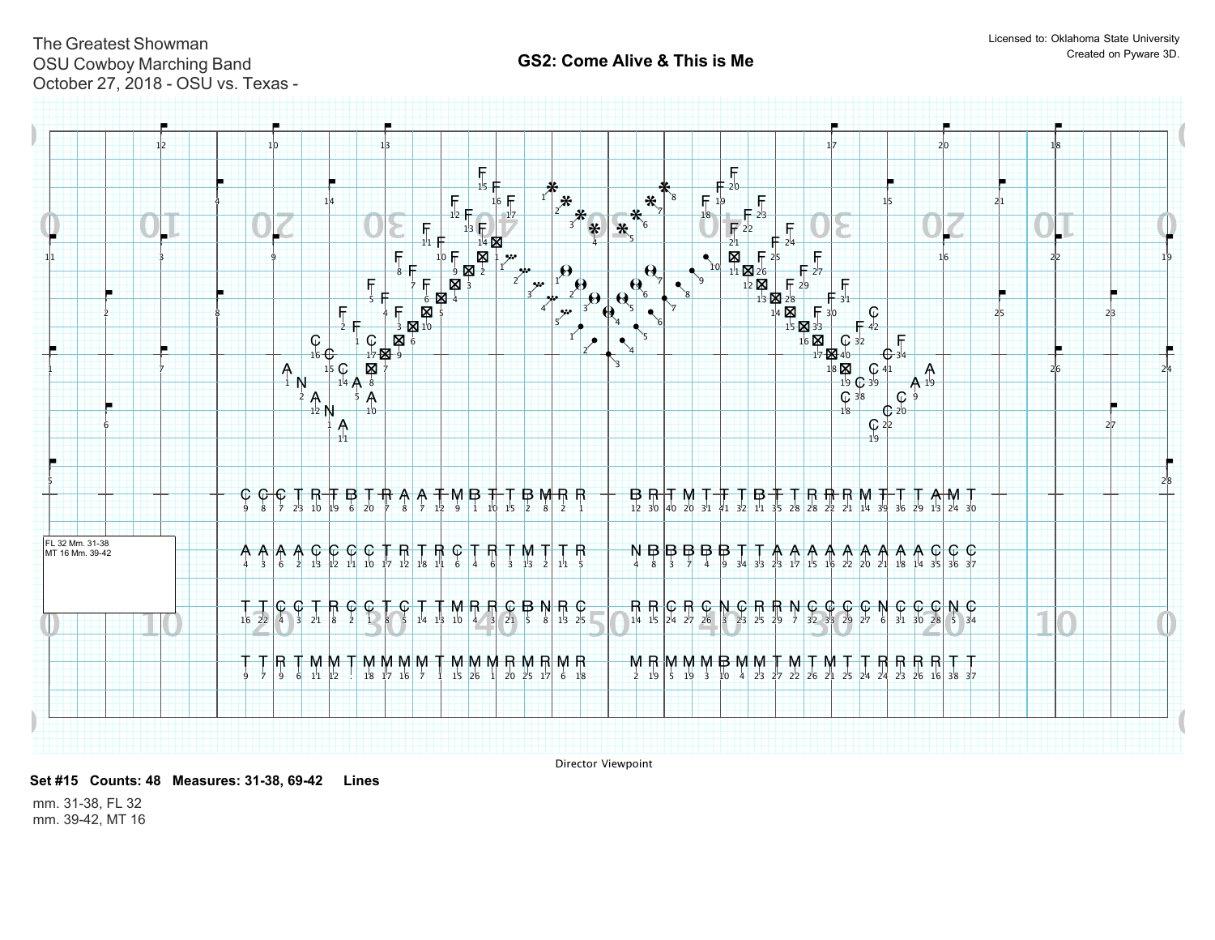The Greatest Showman
OSU Cowboy Marching Band
October 27, 2018 - OSU vs. Texas -

Licensed to: Oklahoma State University
Created on Pyware 3D.

## GS2: Come Alive & This is Me

FL 32 Mm. 31-38
MT 16 Mm. 39-42

Director Viewpoint

**Set #15 Counts: 48 Measures: 31-38, 69-42 Lines**

mm. 31-38, FL 32
mm. 39-42, MT 16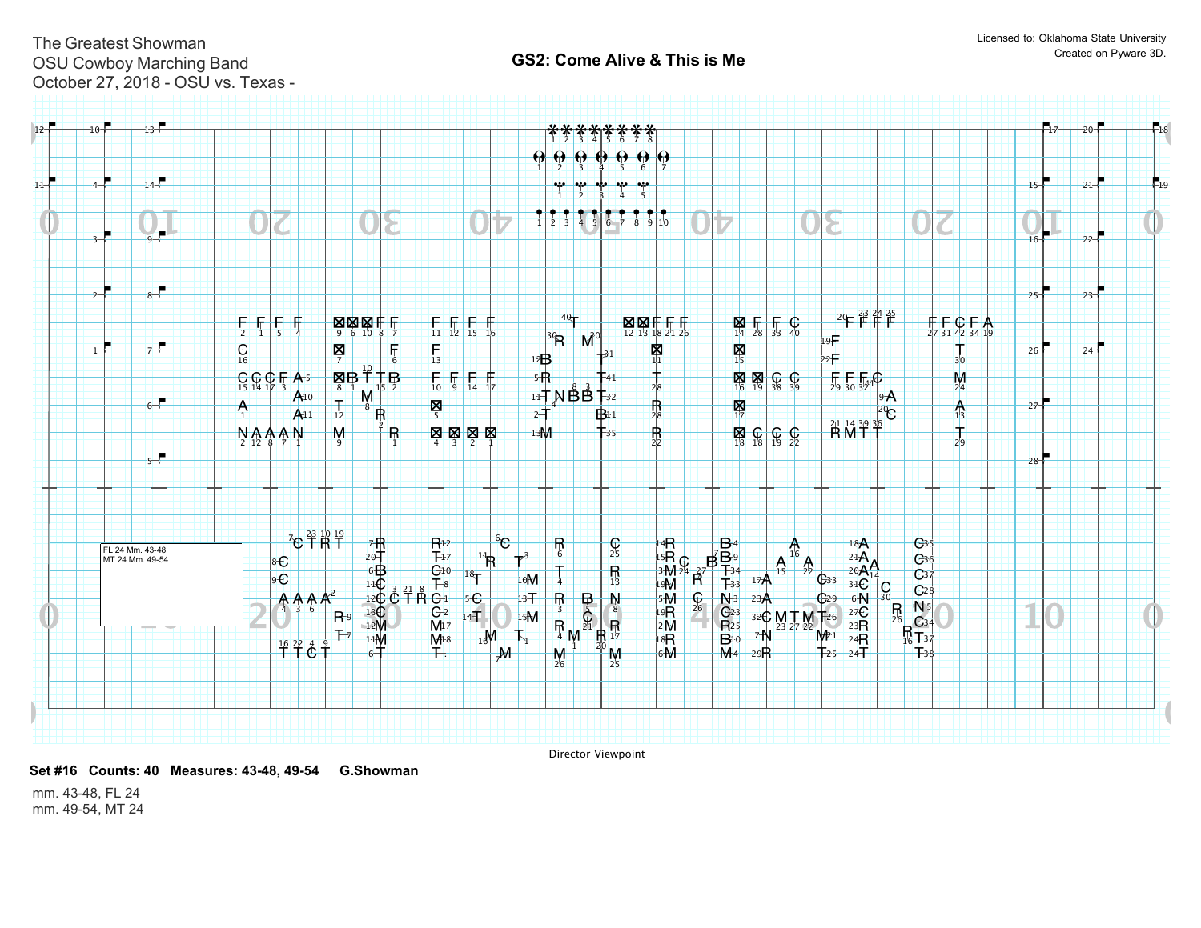The Greatest Showman
OSU Cowboy Marching Band
October 27, 2018 - OSU vs. Texas -

## GS2: Come Alive & This is Me

Licensed to: Oklahoma State University
Created on Pyware 3D.

FL 24 Mm. 43-48
MT 24 Mm. 49-54

Director Viewpoint

**Set #16 Counts: 40 Measures: 43-48, 49-54 G.Showman**

mm. 43-48, FL 24
mm. 49-54, MT 24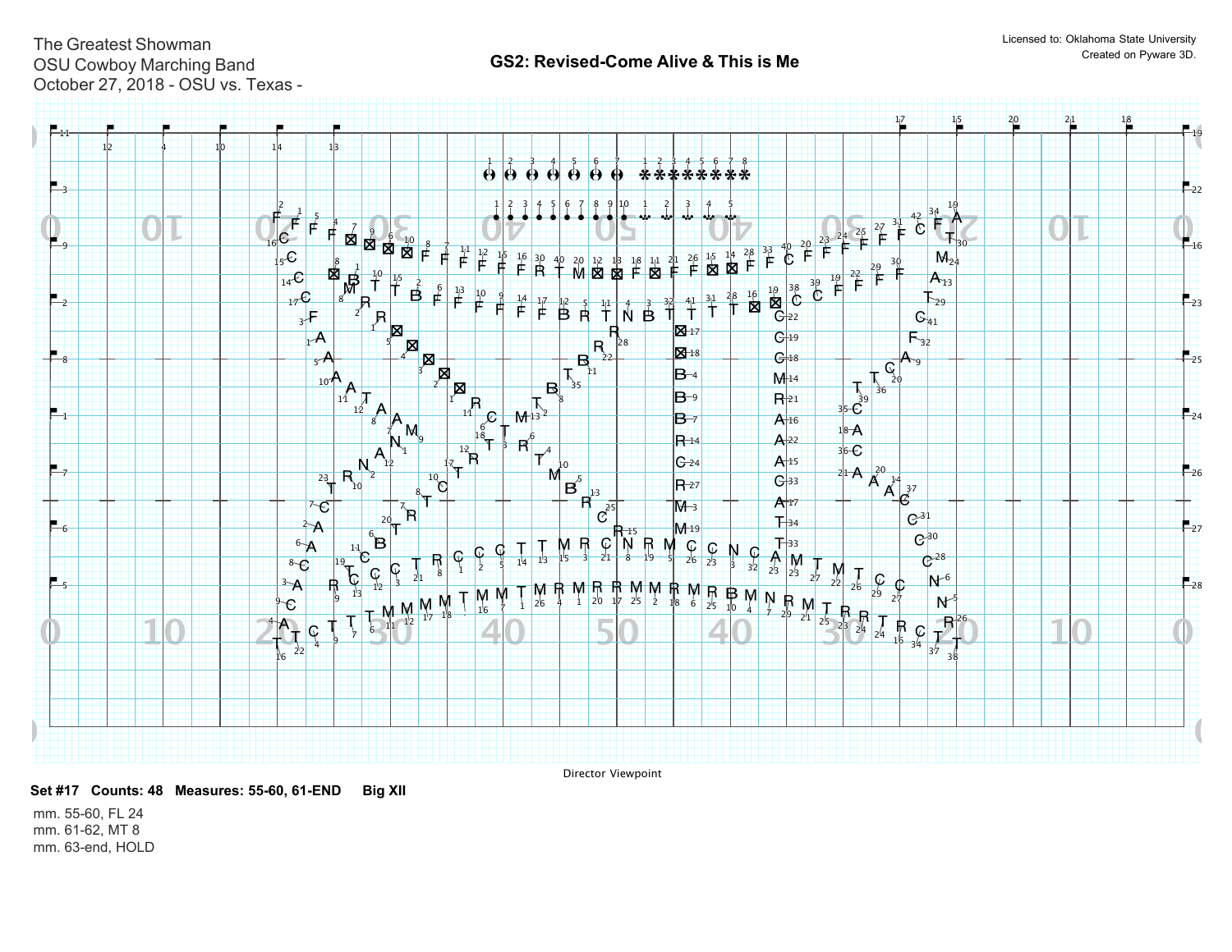The Greatest Showman
OSU Cowboy Marching Band
October 27, 2018 - OSU vs. Texas -

Licensed to: Oklahoma State University
Created on Pyware 3D.

## GS2: Revised-Come Alive & This is Me

Director Viewpoint

**Set #17 Counts: 48 Measures: 55-60, 61-END Big XII**

mm. 55-60, FL 24
mm. 61-62, MT 8
mm. 63-end, HOLD